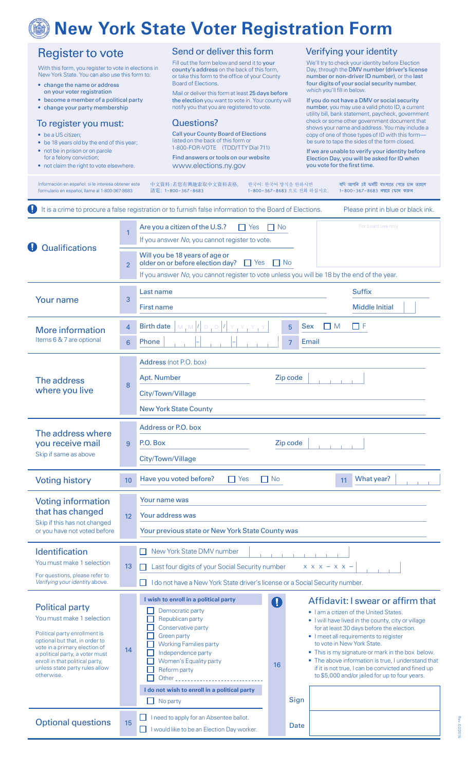# New York State Voter Registration Form

## Register to vote

With this form, you register to vote in elections in New York State. You can also use this form to:

- change the name or address on your voter registration
- become a member of a political party
- change your party membership

## To register you must:

- be a US citizen;
- be 18 years old by the end of this year;
- not be in prison or on parole for a felony conviction;
- not claim the right to vote elsewhere.

## Send or deliver this form

Fill out the form below and send it to **your county's address** on the back of this form, or take this form to the office of your County Board of Elections.

Mail or deliver this form at least **25 days before the election** you want to vote in. Your county will notify you that you are registered to vote.

## Questions?

**Call your County Board of Elections** listed on the back of this form or 1-800-FOR-VOTE (TDD/TTY Dial 711)

**Find answers or tools on our website** www.elections.ny.gov

## Verifying your identity

We'll try to check your identity before Election Day, through the **DMV number (driver's license number or non-driver ID number)**, or the **last four digits of your social security number**, which you'll fill in below.

**If you do not have a DMV or social security number**, you may use a valid photo ID, a current utility bill, bank statement, paycheck, government check or some other government document that shows your name and address. You may include a copy of one of those types of ID with this form—be sure to tape the sides of the form closed.

**If we are unable to verify your identity before Election Day, you will be asked for ID when you vote for the first time.**

Información en español: si le interesa obtener este formulario en español, llame al 1-800-367-8683

中文資料：若您有興趣索取中文資料表格，請電：1-800-367-8683

한국어: 한국어 양식을 원하시면 1-800-367-8683 으로 전화 하십시오.

যদি আপনি এই ফর্মটি বাংলাতে পেতে চান তাহলে 1-800-367-8683 নম্বরে ফোন করুন

---

**!** It is a crime to procure a false registration or to furnish false information to the Board of Elections. Please print in blue or black ink.

### Qualifications

**1** Are you a citizen of the U.S.? ☐ Yes ☐ No
If you answer *No*, you cannot register to vote.

**2** Will you be 18 years of age or older on or before election day? ☐ Yes ☐ No
If you answer *No*, you cannot register to vote unless you will be 18 by the end of the year.

For board use only

### Your name

**3** Last name ____ Suffix ____
First name ____ Middle Initial ____

### More information
Items 6 & 7 are optional

**4** Birth date M M / D D / Y Y Y Y
**5** Sex ☐ M ☐ F
**6** Phone ___-___-____
**7** Email ____

### The address where you live

**8** Address (not P.O. box) ____
Apt. Number ____ Zip code ____
City/Town/Village ____
New York State County ____

### The address where you receive mail
Skip if same as above

**9** Address or P.O. box ____
P.O. Box ____ Zip code ____
City/Town/Village ____

### Voting history

**10** Have you voted before? ☐ Yes ☐ No
**11** What year? ____

### Voting information that has changed
Skip if this has not changed or you have not voted before

**12** Your name was ____
Your address was ____
Your previous state or New York State County was ____

### Identification
You must make 1 selection

For questions, please refer to *Verifying your identity* above.

**13**
- ☐ New York State DMV number ____
- ☐ Last four digits of your Social Security number X X X – X X – ____
- ☐ I do not have a New York State driver's license or a Social Security number.

### Political party
You must make 1 selection

Political party enrollment is optional but that, in order to vote in a primary election of a political party, a voter must enroll in that political party, unless state party rules allow otherwise.

**14** **I wish to enroll in a political party**
- ☐ Democratic party
- ☐ Republican party
- ☐ Conservative party
- ☐ Green party
- ☐ Working Families party
- ☐ Independence party
- ☐ Women's Equality party
- ☐ Reform party
- ☐ Other ____

**I do not wish to enroll in a political party**
- ☐ No party

### Optional questions

**15**
- ☐ I need to apply for an Absentee ballot.
- ☐ I would like to be an Election Day worker.

### Affidavit: I swear or affirm that

**16**
- I am a citizen of the United States.
- I will have lived in the county, city or village for at least 30 days before the election.
- I meet all requirements to register to vote in New York State.
- This is my signature or mark in the box below.
- The above information is true, I understand that if it is not true, I can be convicted and fined up to $5,000 and/or jailed for up to four years.

Sign ____

Date ____

Rev. 02/2015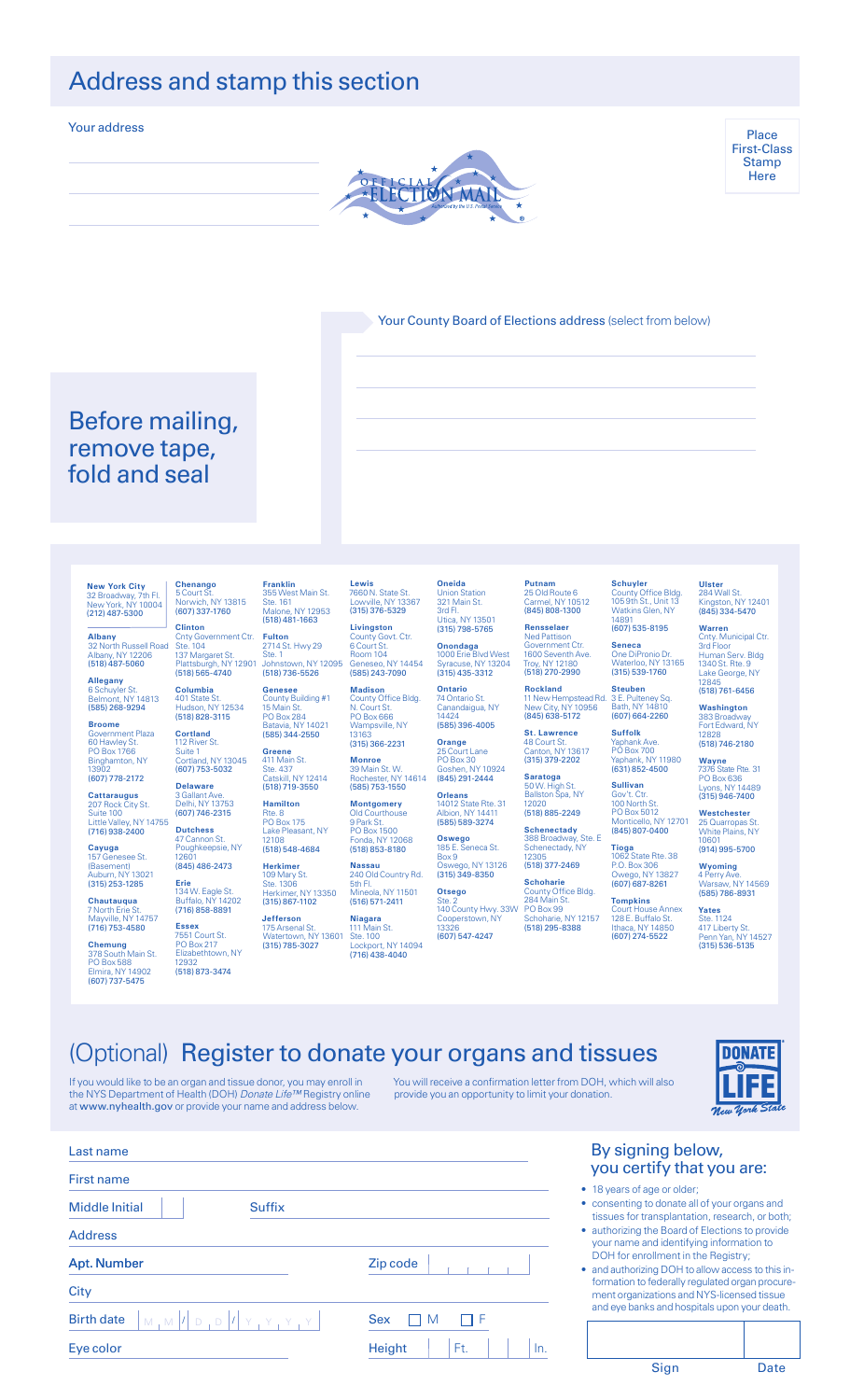# Address and stamp this section

Your address

OFFICIAL ELECTION MAIL

Place First-Class Stamp Here

Your County Board of Elections address (select from below)

## Before mailing, remove tape, fold and seal

**New York City**
32 Broadway, 7th Fl.
New York, NY 10004
(212) 487-5300

**Albany**
32 North Russell Road
Albany, NY 12206
(518) 487-5060

**Allegany**
6 Schuyler St.
Belmont, NY 14813
(585) 268-9294

**Broome**
Government Plaza
60 Hawley St.
PO Box 1766
Binghamton, NY 13902
(607) 778-2172

**Cattaraugus**
207 Rock City St.
Suite 100
Little Valley, NY 14755
(716) 938-2400

**Cayuga**
157 Genesee St.
(Basement)
Auburn, NY 13021
(315) 253-1285

**Chautauqua**
7 North Erie St.
Mayville, NY 14757
(716) 753-4580

**Chemung**
378 South Main St.
PO Box 588
Elmira, NY 14902
(607) 737-5475

**Chenango**
5 Court St.
Norwich, NY 13815
(607) 337-1760

**Clinton**
Cnty Government Ctr.
Ste. 104
137 Margaret St.
Plattsburgh, NY 12901
(518) 565-4740

**Columbia**
401 State St.
Hudson, NY 12534
(518) 828-3115

**Cortland**
112 River St.
Suite 1
Cortland, NY 13045
(607) 753-5032

**Delaware**
3 Gallant Ave.
Delhi, NY 13753
(607) 746-2315

**Dutchess**
47 Cannon St.
Poughkeepsie, NY 12601
(845) 486-2473

**Erie**
134 W. Eagle St.
Buffalo, NY 14202
(716) 858-8891

**Essex**
7551 Court St.
PO Box 217
Elizabethtown, NY 12932
(518) 873-3474

**Franklin**
355 West Main St.
Ste. 161
Malone, NY 12953
(518) 481-1663

**Fulton**
2714 St. Hwy 29
Ste. 1
Johnstown, NY 12095
(518) 736-5526

**Genesee**
County Building #1
15 Main St.
PO Box 284
Batavia, NY 14021
(585) 344-2550

**Greene**
411 Main St.
Ste. 437
Catskill, NY 12414
(518) 719-3550

**Hamilton**
Rte. 8
PO Box 175
Lake Pleasant, NY 12108
(518) 548-4684

**Herkimer**
109 Mary St.
Ste. 1306
Herkimer, NY 13350
(315) 867-1102

**Jefferson**
175 Arsenal St.
Watertown, NY 13601
(315) 785-3027

**Lewis**
7660 N. State St.
Lowville, NY 13367
(315) 376-5329

**Livingston**
County Govt. Ctr.
6 Court St.
Room 104
Geneseo, NY 14454
(585) 243-7090

**Madison**
County Office Bldg.
N. Court St.
PO Box 666
Wampsville, NY 13163
(315) 366-2231

**Monroe**
39 Main St. W.
Rochester, NY 14614
(585) 753-1550

**Montgomery**
Old Courthouse
9 Park St.
PO Box 1500
Fonda, NY 12068
(518) 853-8180

**Nassau**
240 Old Country Rd.
5th Fl.
Mineola, NY 11501
(516) 571-2411

**Niagara**
111 Main St.
Ste. 100
Lockport, NY 14094
(716) 438-4040

**Oneida**
Union Station
321 Main St.
3rd Fl.
Utica, NY 13501
(315) 798-5765

**Onondaga**
1000 Erie Blvd West
Syracuse, NY 13204
(315) 435-3312

**Ontario**
74 Ontario St.
Canandaigua, NY 14424
(585) 396-4005

**Orange**
25 Court Lane
PO Box 30
Goshen, NY 10924
(845) 291-2444

**Orleans**
14012 State Rte. 31
Albion, NY 14411
(585) 589-3274

**Oswego**
185 E. Seneca St.
Box 9
Oswego, NY 13126
(315) 349-8350

**Otsego**
Ste. 2
140 County Hwy. 33W
Cooperstown, NY 13326
(607) 547-4247

**Putnam**
25 Old Route 6
Carmel, NY 10512
(845) 808-1300

**Rensselaer**
Ned Pattison
Government Ctr.
1600 Seventh Ave.
Troy, NY 12180
(518) 270-2990

**Rockland**
11 New Hempstead Rd.
New City, NY 10956
(845) 638-5172

**St. Lawrence**
48 Court St.
Canton, NY 13617
(315) 379-2202

**Saratoga**
50 W. High St.
Ballston Spa, NY 12020
(518) 885-2249

**Schenectady**
388 Broadway, Ste. E
Schenectady, NY 12305
(518) 377-2469

**Schoharie**
County Office Bldg.
284 Main St.
PO Box 99
Schoharie, NY 12157
(518) 295-8388

**Schuyler**
County Office Bldg.
105 9th St., Unit 13
Watkins Glen, NY 14891
(607) 535-8195

**Seneca**
One DiPronio Dr.
Waterloo, NY 13165
(315) 539-1760

**Steuben**
3 E. Pulteney Sq.
Bath, NY 14810
(607) 664-2260

**Suffolk**
Yaphank Ave.
PO Box 700
Yaphank, NY 11980
(631) 852-4500

**Sullivan**
Gov't. Ctr.
100 North St.
PO Box 5012
Monticello, NY 12701
(845) 807-0400

**Tioga**
1062 State Rte. 38
P.O. Box 306
Owego, NY 13827
(607) 687-8261

**Tompkins**
Court House Annex
128 E. Buffalo St.
Ithaca, NY 14850
(607) 274-5522

**Ulster**
284 Wall St.
Kingston, NY 12401
(845) 334-5470

**Warren**
Cnty. Municipal Ctr.
3rd Floor
Human Serv. Bldg
1340 St. Rte. 9
Lake George, NY 12845
(518) 761-6456

**Washington**
383 Broadway
Fort Edward, NY 12828
(518) 746-2180

**Wayne**
7376 State Rte. 31
PO Box 636
Lyons, NY 14489
(315) 946-7400

**Westchester**
25 Quarropas St.
White Plains, NY 10601
(914) 995-5700

**Wyoming**
4 Perry Ave.
Warsaw, NY 14569
(585) 786-8931

**Yates**
Ste. 1124
417 Liberty St.
Penn Yan, NY 14527
(315) 536-5135

## (Optional) Register to donate your organs and tissues

DONATE LIFE *New York State*

If you would like to be an organ and tissue donor, you may enroll in the NYS Department of Health (DOH) *Donate Life™* Registry online at **www.nyhealth.gov** or provide your name and address below.

You will receive a confirmation letter from DOH, which will also provide you an opportunity to limit your donation.

Last name

First name

Middle Initial | Suffix

Address

**Apt. Number** | Zip code

City

Birth date M M / D D / Y Y Y Y | Sex ☐ M ☐ F

Eye color | Height Ft. In.

### By signing below, you certify that you are:

- 18 years of age or older;
- consenting to donate all of your organs and tissues for transplantation, research, or both;
- authorizing the Board of Elections to provide your name and identifying information to DOH for enrollment in the Registry;
- and authorizing DOH to allow access to this information to federally regulated organ procurement organizations and NYS-licensed tissue and eye banks and hospitals upon your death.

Sign | Date